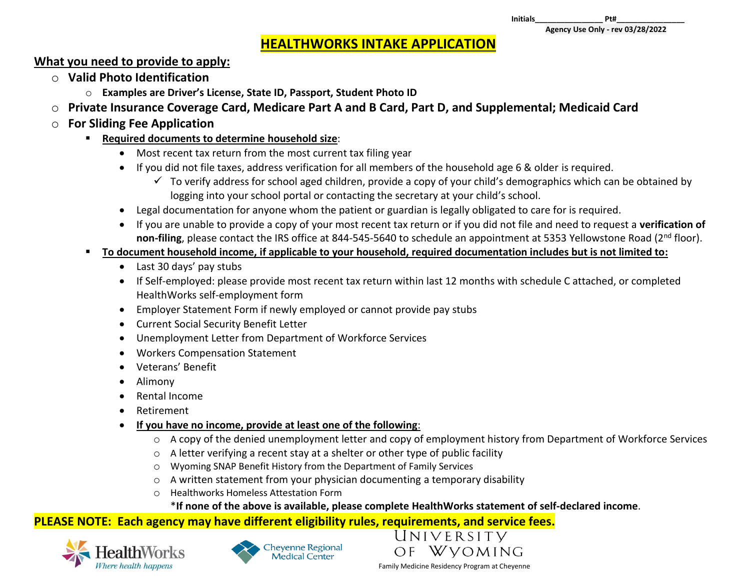Initials________________ Pt#________________

Agency Use Only - rev 03/28/2022

# HEALTHWORKS INTAKE APPLICATION

## What you need to provide to apply:

- **Valid Photo Identification**
  - **Examples are Driver's License, State ID, Passport, Student Photo ID**
- **Private Insurance Coverage Card, Medicare Part A and B Card, Part D, and Supplemental; Medicaid Card**
- **For Sliding Fee Application**
  - **Required documents to determine household size**:
    - Most recent tax return from the most current tax filing year
    - If you did not file taxes, address verification for all members of the household age 6 & older is required.
      - ✓ To verify address for school aged children, provide a copy of your child's demographics which can be obtained by logging into your school portal or contacting the secretary at your child's school.
    - Legal documentation for anyone whom the patient or guardian is legally obligated to care for is required.
    - If you are unable to provide a copy of your most recent tax return or if you did not file and need to request a **verification of non-filing**, please contact the IRS office at 844-545-5640 to schedule an appointment at 5353 Yellowstone Road (2nd floor).
  - **To document household income, if applicable to your household, required documentation includes but is not limited to:**
    - Last 30 days' pay stubs
    - If Self-employed: please provide most recent tax return within last 12 months with schedule C attached, or completed HealthWorks self-employment form
    - Employer Statement Form if newly employed or cannot provide pay stubs
    - Current Social Security Benefit Letter
    - Unemployment Letter from Department of Workforce Services
    - Workers Compensation Statement
    - Veterans' Benefit
    - Alimony
    - Rental Income
    - Retirement
    - **If you have no income, provide at least one of the following**:
      - A copy of the denied unemployment letter and copy of employment history from Department of Workforce Services
      - A letter verifying a recent stay at a shelter or other type of public facility
      - Wyoming SNAP Benefit History from the Department of Family Services
      - A written statement from your physician documenting a temporary disability
      - Healthworks Homeless Attestation Form

      *__If none of the above is available, please complete HealthWorks statement of self-declared income__.

**PLEASE NOTE: Each agency may have different eligibility rules, requirements, and service fees.**

HealthWorks *Where health happens* — Cheyenne Regional Medical Center — University of Wyoming Family Medicine Residency Program at Cheyenne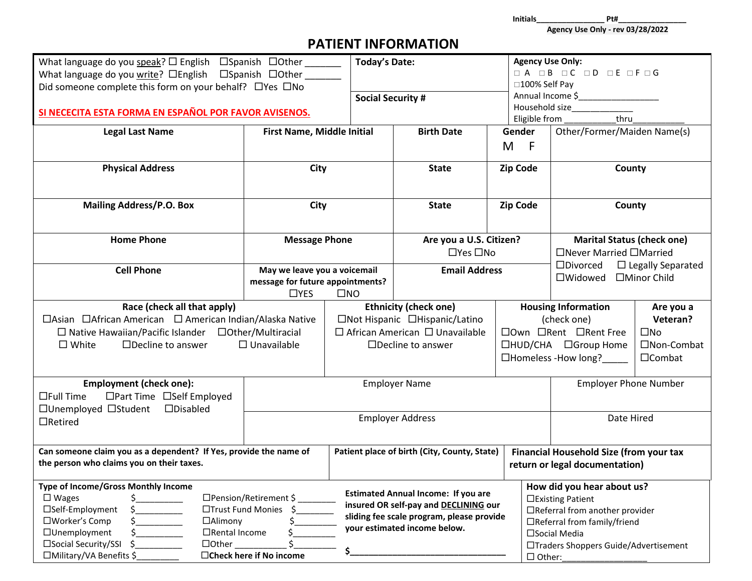Initials________________ Pt#________________

Agency Use Only - rev 03/28/2022

# PATIENT INFORMATION

| What language do you speak? ☐ English ☐Spanish ☐Other _______<br>What language do you write? ☐English ☐Spanish ☐Other _______<br>Did someone complete this form on your behalf? ☐Yes ☐No<br><br>**SI NECECITA ESTA FORMA EN ESPAÑOL POR FAVOR AVISENOS.** | **Today's Date:**<br><br>**Social Security #** | **Agency Use Only:**<br>☐ A ☐ B ☐ C ☐ D ☐ E ☐ F ☐ G<br>☐100% Self Pay<br>Annual Income $________________<br>Household size_____________<br>Eligible from ___________thru___________ |
|---|---|---|

| **Legal Last Name** | **First Name, Middle Initial** | **Birth Date** | **Gender**<br>M F | Other/Former/Maiden Name(s) |
|---|---|---|---|---|
| **Physical Address** | **City** | **State** | **Zip Code** | **County** |
| **Mailing Address/P.O. Box** | **City** | **State** | **Zip Code** | **County** |

| **Home Phone** | **Message Phone** | **Are you a U.S. Citizen?**<br>☐Yes ☐No | **Marital Status (check one)**<br>☐Never Married ☐Married<br>☐Divorced ☐ Legally Separated<br>☐Widowed ☐Minor Child |
|---|---|---|---|
| **Cell Phone** | **May we leave you a voicemail message for future appointments?**<br>☐YES ☐NO | **Email Address** | |

| **Race (check all that apply)**<br>☐Asian ☐African American ☐ American Indian/Alaska Native<br>☐ Native Hawaiian/Pacific Islander ☐Other/Multiracial<br>☐ White ☐Decline to answer ☐ Unavailable | **Ethnicity (check one)**<br>☐Not Hispanic ☐Hispanic/Latino<br>☐ African American ☐ Unavailable<br>☐Decline to answer | **Housing Information**<br>(check one)<br>☐Own ☐Rent ☐Rent Free<br>☐HUD/CHA ☐Group Home<br>☐Homeless -How long?_____ | **Are you a Veteran?**<br>☐No<br>☐Non-Combat<br>☐Combat |
|---|---|---|---|

| **Employment (check one):**<br>☐Full Time ☐Part Time ☐Self Employed<br>☐Unemployed ☐Student ☐Disabled<br>☐Retired | Employer Name | Employer Phone Number |
|---|---|---|
| | Employer Address | Date Hired |

| **Can someone claim you as a dependent? If Yes, provide the name of the person who claims you on their taxes.** | **Patient place of birth (City, County, State)** | **Financial Household Size (from your tax return or legal documentation)** |
|---|---|---|

| **Type of Income/Gross Monthly Income**<br>☐ Wages $__________ ☐Pension/Retirement $ ________<br>☐Self-Employment $__________ ☐Trust Fund Monies $________<br>☐Worker's Comp $__________ ☐Alimony $________<br>☐Unemployment $__________ ☐Rental Income $________<br>☐Social Security/SSI $__________ ☐Other ___________ $________<br>☐Military/VA Benefits $_________ ☐**Check here if No income** | **Estimated Annual Income: If you are insured OR self-pay and DECLINING our sliding fee scale program, please provide your estimated income below.**<br><br>**$_________________________________** | **How did you hear about us?**<br>☐Existing Patient<br>☐Referral from another provider<br>☐Referral from family/friend<br>☐Social Media<br>☐Traders Shoppers Guide/Advertisement<br>☐ Other:__________________ |
|---|---|---|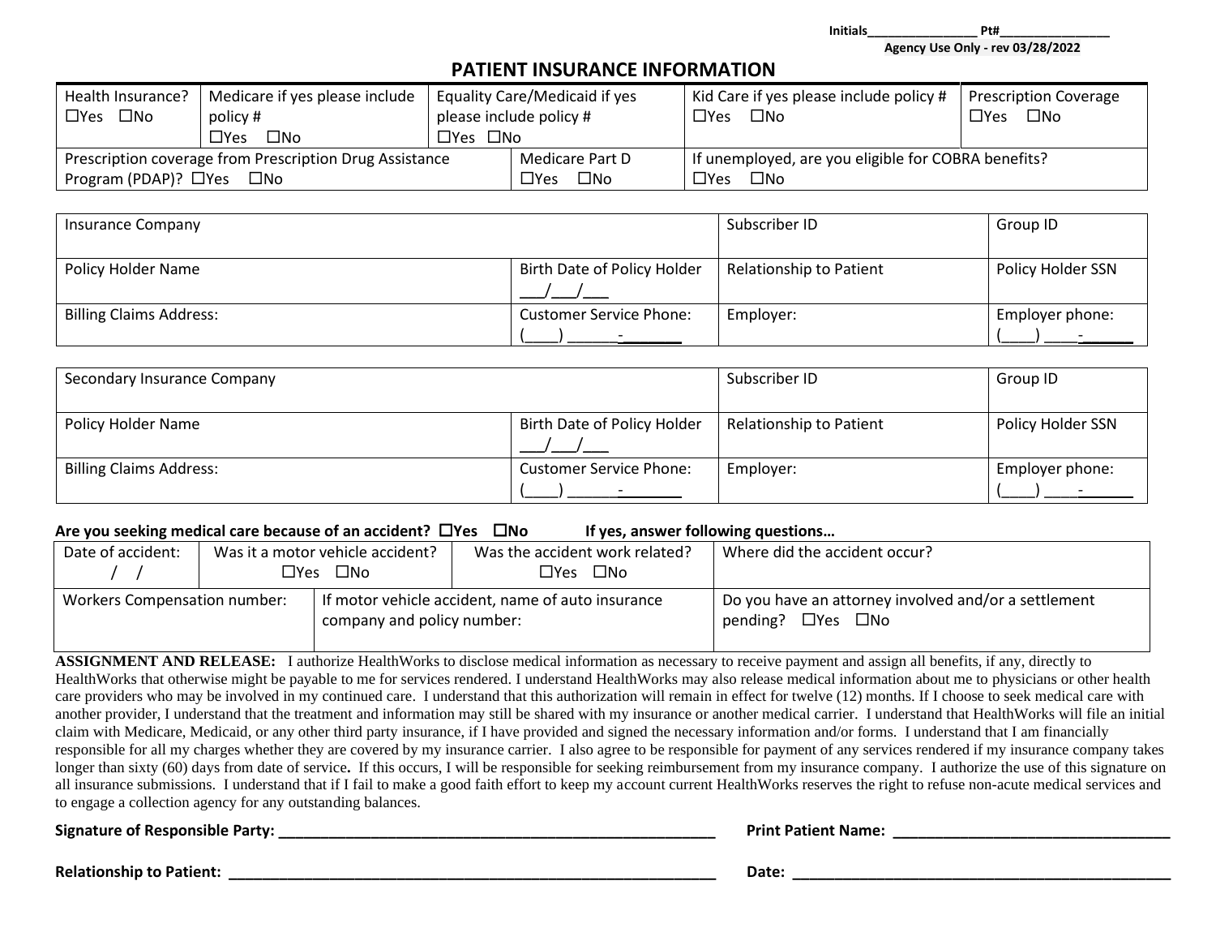Initials________________ Pt#________________

**Agency Use Only - rev 03/28/2022**

## PATIENT INSURANCE INFORMATION

| Health Insurance? ☐Yes ☐No | Medicare if yes please include policy # ☐Yes ☐No | Equality Care/Medicaid if yes please include policy # ☐Yes ☐No | Kid Care if yes please include policy # ☐Yes ☐No | Prescription Coverage ☐Yes ☐No |
|---|---|---|---|---|
| Prescription coverage from Prescription Drug Assistance Program (PDAP)? ☐Yes ☐No | | Medicare Part D ☐Yes ☐No | If unemployed, are you eligible for COBRA benefits? ☐Yes ☐No | |

| Insurance Company | | Subscriber ID | Group ID |
|---|---|---|---|
| Policy Holder Name | Birth Date of Policy Holder ___/___/___ | Relationship to Patient | Policy Holder SSN |
| Billing Claims Address: | Customer Service Phone: (____) ______-_______ | Employer: | Employer phone: (____) ____-______ |

| Secondary Insurance Company | | Subscriber ID | Group ID |
|---|---|---|---|
| Policy Holder Name | Birth Date of Policy Holder ___/___/___ | Relationship to Patient | Policy Holder SSN |
| Billing Claims Address: | Customer Service Phone: (____) ______-_______ | Employer: | Employer phone: (____) ____-______ |

**Are you seeking medical care because of an accident? ☐Yes ☐No If yes, answer following questions…**

| Date of accident: / / | Was it a motor vehicle accident? ☐Yes ☐No | Was the accident work related? ☐Yes ☐No | Where did the accident occur? |
|---|---|---|---|
| Workers Compensation number: | If motor vehicle accident, name of auto insurance company and policy number: | | Do you have an attorney involved and/or a settlement pending? ☐Yes ☐No |

**ASSIGNMENT AND RELEASE:** I authorize HealthWorks to disclose medical information as necessary to receive payment and assign all benefits, if any, directly to HealthWorks that otherwise might be payable to me for services rendered. I understand HealthWorks may also release medical information about me to physicians or other health care providers who may be involved in my continued care. I understand that this authorization will remain in effect for twelve (12) months. If I choose to seek medical care with another provider, I understand that the treatment and information may still be shared with my insurance or another medical carrier. I understand that HealthWorks will file an initial claim with Medicare, Medicaid, or any other third party insurance, if I have provided and signed the necessary information and/or forms. I understand that I am financially responsible for all my charges whether they are covered by my insurance carrier. I also agree to be responsible for payment of any services rendered if my insurance company takes longer than sixty (60) days from date of service**.** If this occurs, I will be responsible for seeking reimbursement from my insurance company. I authorize the use of this signature on all insurance submissions. I understand that if I fail to make a good faith effort to keep my account current HealthWorks reserves the right to refuse non-acute medical services and to engage a collection agency for any outstanding balances.

**Signature of Responsible Party:** _______________________________________________________ **Print Patient Name:** __________________________________

**Relationship to Patient:** _______________________________________________________________ **Date:** ________________________________________________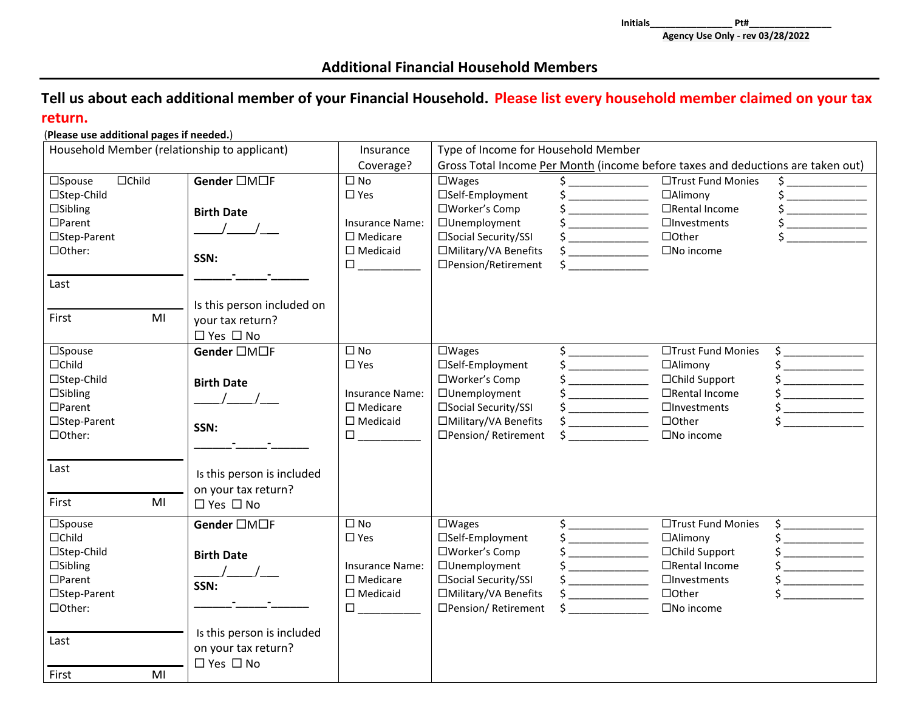Initials_______________ Pt#_______________
**Agency Use Only - rev 03/28/2022**

## Additional Financial Household Members

**Tell us about each additional member of your Financial Household. Please list every household member claimed on your tax return.**

(**Please use additional pages if needed.**)

| Household Member (relationship to applicant) | | Insurance Coverage? | Type of Income for Household Member<br>Gross Total Income Per Month (income before taxes and deductions are taken out) | | | |
|---|---|---|---|---|---|---|
| ☐Spouse ☐Child<br>☐Step-Child<br>☐Sibling<br>☐Parent<br>☐Step-Parent<br>☐Other:<br><br>Last ____________<br><br>First ____________ MI | **Gender** ☐M☐F<br><br>**Birth Date**<br>____/____/___<br><br>**SSN:**<br>______-_____-______<br><br>Is this person included on your tax return?<br>☐ Yes ☐ No | ☐ No<br>☐ Yes<br><br>Insurance Name:<br>☐ Medicare<br>☐ Medicaid<br>☐ __________ | ☐Wages<br>☐Self-Employment<br>☐Worker's Comp<br>☐Unemployment<br>☐Social Security/SSI<br>☐Military/VA Benefits<br>☐Pension/Retirement | $ _____________<br>$ _____________<br>$ _____________<br>$ _____________<br>$ _____________<br>$ _____________<br>$ _____________ | ☐Trust Fund Monies<br>☐Alimony<br>☐Rental Income<br>☐Investments<br>☐Other<br>☐No income | $ _____________<br>$ _____________<br>$ _____________<br>$ _____________<br>$ _____________ |
| ☐Spouse<br>☐Child<br>☐Step-Child<br>☐Sibling<br>☐Parent<br>☐Step-Parent<br>☐Other:<br><br>Last ____________<br><br>First ____________ MI | **Gender** ☐M☐F<br><br>**Birth Date**<br>____/____/___<br><br>**SSN:**<br>______-_____-______<br><br>Is this person is included on your tax return?<br>☐ Yes ☐ No | ☐ No<br>☐ Yes<br><br>Insurance Name:<br>☐ Medicare<br>☐ Medicaid<br>☐ __________ | ☐Wages<br>☐Self-Employment<br>☐Worker's Comp<br>☐Unemployment<br>☐Social Security/SSI<br>☐Military/VA Benefits<br>☐Pension/ Retirement | $ _____________<br>$ _____________<br>$ _____________<br>$ _____________<br>$ _____________<br>$ _____________<br>$ _____________ | ☐Trust Fund Monies<br>☐Alimony<br>☐Child Support<br>☐Rental Income<br>☐Investments<br>☐Other<br>☐No income | $ _____________<br>$ _____________<br>$ _____________<br>$ _____________<br>$ _____________<br>$ _____________ |
| ☐Spouse<br>☐Child<br>☐Step-Child<br>☐Sibling<br>☐Parent<br>☐Step-Parent<br>☐Other:<br><br>Last ____________<br><br>First ____________ MI | **Gender** ☐M☐F<br><br>**Birth Date**<br>____/____/___<br>**SSN:**<br>______-_____-______<br><br>Is this person is included on your tax return?<br>☐ Yes ☐ No | ☐ No<br>☐ Yes<br><br>Insurance Name:<br>☐ Medicare<br>☐ Medicaid<br>☐ __________ | ☐Wages<br>☐Self-Employment<br>☐Worker's Comp<br>☐Unemployment<br>☐Social Security/SSI<br>☐Military/VA Benefits<br>☐Pension/ Retirement | $ _____________<br>$ _____________<br>$ _____________<br>$ _____________<br>$ _____________<br>$ _____________<br>$ _____________ | ☐Trust Fund Monies<br>☐Alimony<br>☐Child Support<br>☐Rental Income<br>☐Investments<br>☐Other<br>☐No income | $ _____________<br>$ _____________<br>$ _____________<br>$ _____________<br>$ _____________<br>$ _____________ |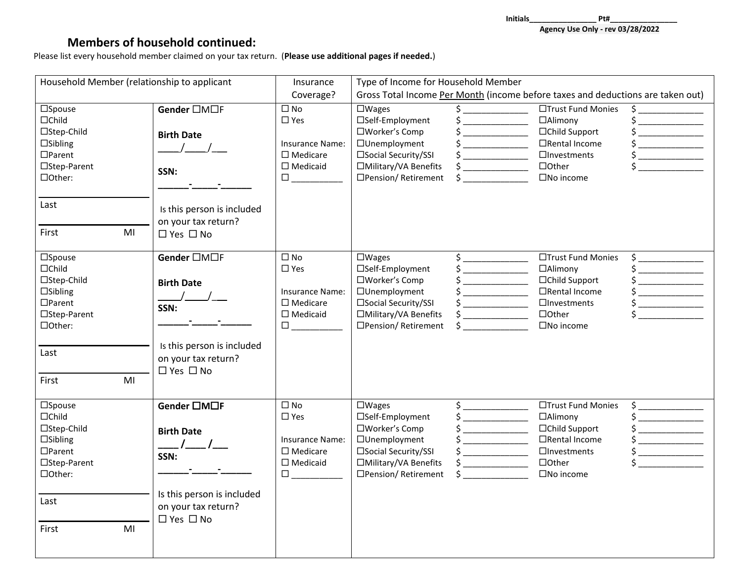Initials________________ Pt#________________
**Agency Use Only - rev 03/28/2022**

## Members of household continued:

Please list every household member claimed on your tax return. (**Please use additional pages if needed.**)

| Household Member (relationship to applicant | | Insurance Coverage? | Type of Income for Household Member<br>Gross Total Income Per Month (income before taxes and deductions are taken out) | | | |
|---|---|---|---|---|---|---|
| ☐Spouse<br>☐Child<br>☐Step-Child<br>☐Sibling<br>☐Parent<br>☐Step-Parent<br>☐Other:<br><br>______________<br>Last<br>______________<br>First MI | **Gender** ☐M☐F<br><br>**Birth Date**<br>____/____/___<br><br>**SSN:**<br>______-_____-______<br><br>Is this person is included on your tax return?<br>☐ Yes ☐ No | ☐ No<br>☐ Yes<br><br>Insurance Name:<br>☐ Medicare<br>☐ Medicaid<br>☐ ___________ | ☐Wages<br>☐Self-Employment<br>☐Worker's Comp<br>☐Unemployment<br>☐Social Security/SSI<br>☐Military/VA Benefits<br>☐Pension/ Retirement | $ ______________<br>$ ______________<br>$ ______________<br>$ ______________<br>$ ______________<br>$ ______________<br>$ ______________ | ☐Trust Fund Monies<br>☐Alimony<br>☐Child Support<br>☐Rental Income<br>☐Investments<br>☐Other<br>☐No income | $ ______________<br>$ ______________<br>$ ______________<br>$ ______________<br>$ ______________<br>$ ______________ |
| ☐Spouse<br>☐Child<br>☐Step-Child<br>☐Sibling<br>☐Parent<br>☐Step-Parent<br>☐Other:<br><br>______________<br>Last<br>______________<br>First MI | **Gender** ☐M☐F<br><br>**Birth Date**<br>____/____/___<br>**SSN:**<br>______-_____-______<br><br>Is this person is included on your tax return?<br>☐ Yes ☐ No | ☐ No<br>☐ Yes<br><br>Insurance Name:<br>☐ Medicare<br>☐ Medicaid<br>☐ ___________ | ☐Wages<br>☐Self-Employment<br>☐Worker's Comp<br>☐Unemployment<br>☐Social Security/SSI<br>☐Military/VA Benefits<br>☐Pension/ Retirement | $ ______________<br>$ ______________<br>$ ______________<br>$ ______________<br>$ ______________<br>$ ______________<br>$ ______________ | ☐Trust Fund Monies<br>☐Alimony<br>☐Child Support<br>☐Rental Income<br>☐Investments<br>☐Other<br>☐No income | $ ______________<br>$ ______________<br>$ ______________<br>$ ______________<br>$ ______________<br>$ ______________ |
| ☐Spouse<br>☐Child<br>☐Step-Child<br>☐Sibling<br>☐Parent<br>☐Step-Parent<br>☐Other:<br><br>______________<br>Last<br>______________<br>First MI | **Gender ☐M☐F**<br><br>**Birth Date**<br>____/____/___<br>**SSN:**<br>______-_____-______<br><br>Is this person is included on your tax return?<br>☐ Yes ☐ No | ☐ No<br>☐ Yes<br><br>Insurance Name:<br>☐ Medicare<br>☐ Medicaid<br>☐ ___________ | ☐Wages<br>☐Self-Employment<br>☐Worker's Comp<br>☐Unemployment<br>☐Social Security/SSI<br>☐Military/VA Benefits<br>☐Pension/ Retirement | $ ______________<br>$ ______________<br>$ ______________<br>$ ______________<br>$ ______________<br>$ ______________<br>$ ______________ | ☐Trust Fund Monies<br>☐Alimony<br>☐Child Support<br>☐Rental Income<br>☐Investments<br>☐Other<br>☐No income | $ ______________<br>$ ______________<br>$ ______________<br>$ ______________<br>$ ______________<br>$ ______________ |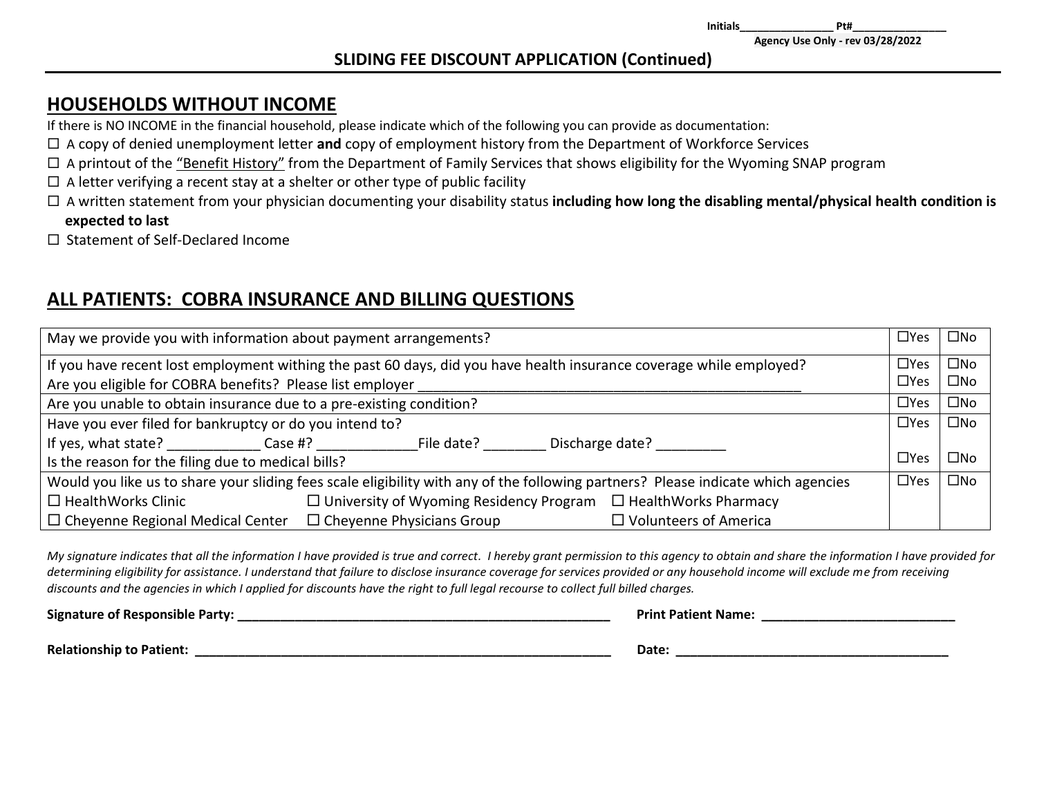Initials_______________ Pt#_______________
Agency Use Only - rev 03/28/2022

## SLIDING FEE DISCOUNT APPLICATION (Continued)

## HOUSEHOLDS WITHOUT INCOME

If there is NO INCOME in the financial household, please indicate which of the following you can provide as documentation:

- ☐ A copy of denied unemployment letter **and** copy of employment history from the Department of Workforce Services
- ☐ A printout of the "Benefit History" from the Department of Family Services that shows eligibility for the Wyoming SNAP program
- ☐ A letter verifying a recent stay at a shelter or other type of public facility
- ☐ A written statement from your physician documenting your disability status **including how long the disabling mental/physical health condition is expected to last**
- ☐ Statement of Self-Declared Income

## ALL PATIENTS: COBRA INSURANCE AND BILLING QUESTIONS

| Question | Yes | No |
|---|---|---|
| May we provide you with information about payment arrangements? | ☐Yes | ☐No |
| If you have recent lost employment withing the past 60 days, did you have health insurance coverage while employed? | ☐Yes | ☐No |
| Are you eligible for COBRA benefits? Please list employer _______________ | ☐Yes | ☐No |
| Are you unable to obtain insurance due to a pre-existing condition? | ☐Yes | ☐No |
| Have you ever filed for bankruptcy or do you intend to? | ☐Yes | ☐No |
| If yes, what state? ___________ Case #? ____________ File date? ________ Discharge date? _________ | | |
| Is the reason for the filing due to medical bills? | ☐Yes | ☐No |
| Would you like us to share your sliding fees scale eligibility with any of the following partners? Please indicate which agencies | ☐Yes | ☐No |
| ☐ HealthWorks Clinic ☐ University of Wyoming Residency Program ☐ HealthWorks Pharmacy | | |
| ☐ Cheyenne Regional Medical Center ☐ Cheyenne Physicians Group ☐ Volunteers of America | | |

*My signature indicates that all the information I have provided is true and correct. I hereby grant permission to this agency to obtain and share the information I have provided for determining eligibility for assistance. I understand that failure to disclose insurance coverage for services provided or any household income will exclude me from receiving discounts and the agencies in which I applied for discounts have the right to full legal recourse to collect full billed charges.*

**Signature of Responsible Party:** ______________________________ **Print Patient Name:** ______________________________

**Relationship to Patient:** ______________________________ **Date:** ______________________________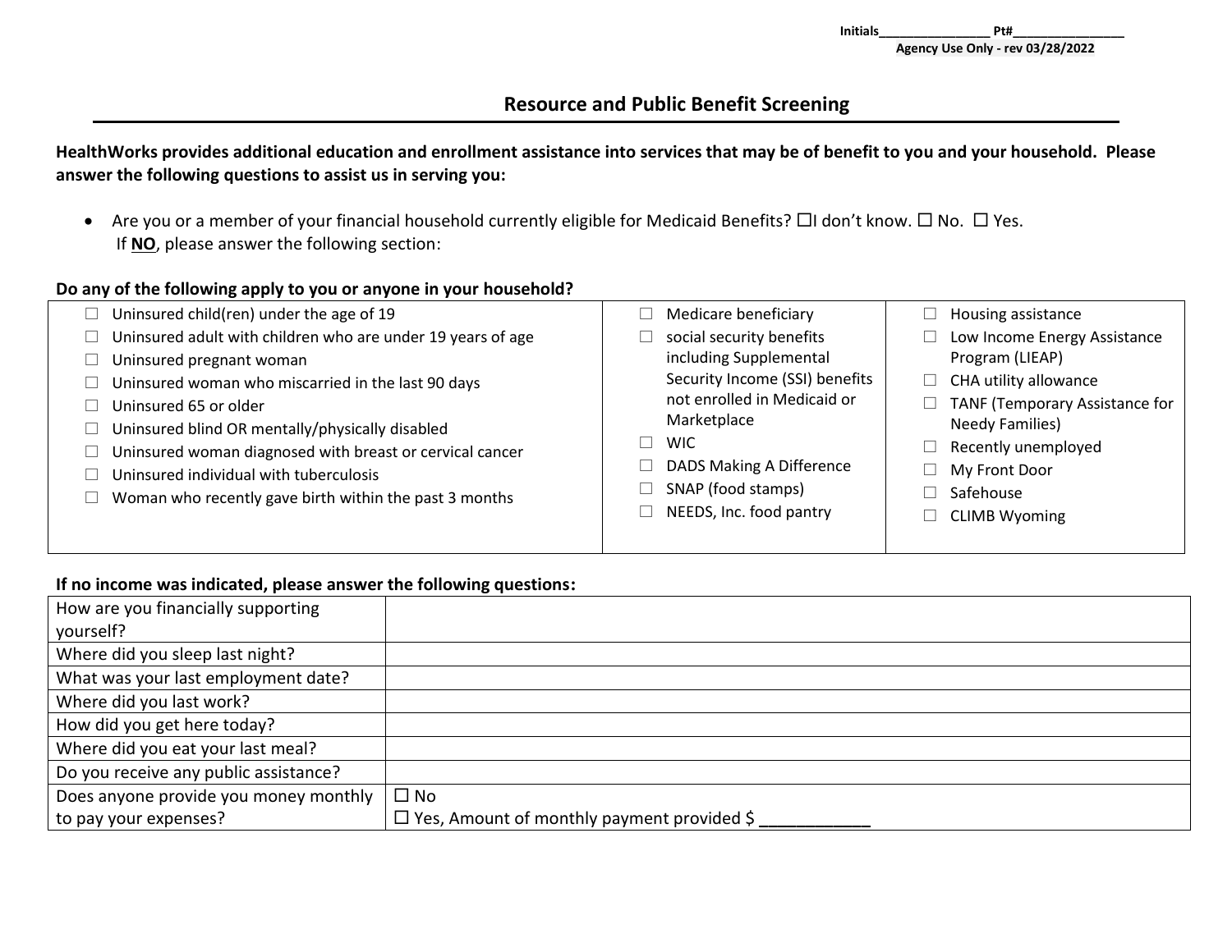Initials________________ Pt#________________
Agency Use Only - rev 03/28/2022

## Resource and Public Benefit Screening

**HealthWorks provides additional education and enrollment assistance into services that may be of benefit to you and your household. Please answer the following questions to assist us in serving you:**

- Are you or a member of your financial household currently eligible for Medicaid Benefits? ☐I don't know. ☐ No. ☐ Yes.
  If **NO**, please answer the following section:

**Do any of the following apply to you or anyone in your household?**

- ☐ Uninsured child(ren) under the age of 19
- ☐ Uninsured adult with children who are under 19 years of age
- ☐ Uninsured pregnant woman
- ☐ Uninsured woman who miscarried in the last 90 days
- ☐ Uninsured 65 or older
- ☐ Uninsured blind OR mentally/physically disabled
- ☐ Uninsured woman diagnosed with breast or cervical cancer
- ☐ Uninsured individual with tuberculosis
- ☐ Woman who recently gave birth within the past 3 months
- ☐ Medicare beneficiary
- ☐ social security benefits including Supplemental Security Income (SSI) benefits not enrolled in Medicaid or Marketplace
- ☐ WIC
- ☐ DADS Making A Difference
- ☐ SNAP (food stamps)
- ☐ NEEDS, Inc. food pantry
- ☐ Housing assistance
- ☐ Low Income Energy Assistance Program (LIEAP)
- ☐ CHA utility allowance
- ☐ TANF (Temporary Assistance for Needy Families)
- ☐ Recently unemployed
- ☐ My Front Door
- ☐ Safehouse
- ☐ CLIMB Wyoming

**If no income was indicated, please answer the following questions:**

| | |
|---|---|
| How are you financially supporting yourself? | |
| Where did you sleep last night? | |
| What was your last employment date? | |
| Where did you last work? | |
| How did you get here today? | |
| Where did you eat your last meal? | |
| Do you receive any public assistance? | |
| Does anyone provide you money monthly to pay your expenses? | ☐ No<br>☐ Yes, Amount of monthly payment provided $ ____________ |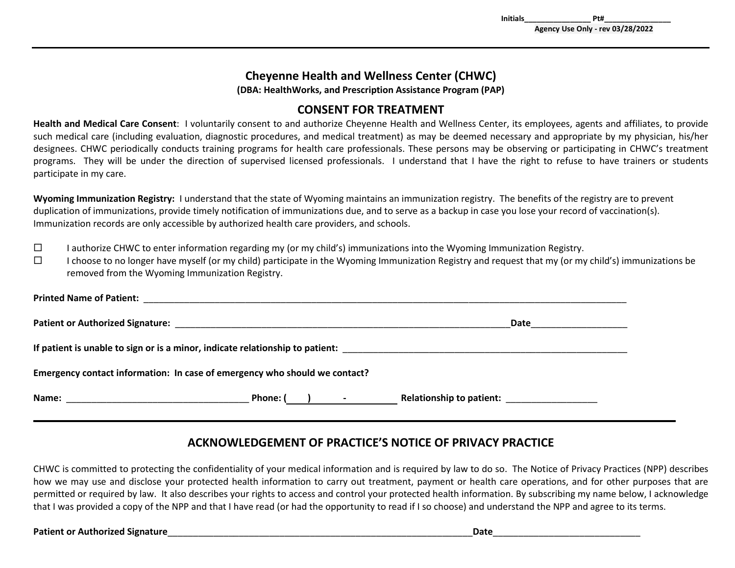Initials________________ Pt#________________
Agency Use Only - rev 03/28/2022

---

## Cheyenne Health and Wellness Center (CHWC)

**(DBA: HealthWorks, and Prescription Assistance Program (PAP)**

## CONSENT FOR TREATMENT

**Health and Medical Care Consent**: I voluntarily consent to and authorize Cheyenne Health and Wellness Center, its employees, agents and affiliates, to provide such medical care (including evaluation, diagnostic procedures, and medical treatment) as may be deemed necessary and appropriate by my physician, his/her designees. CHWC periodically conducts training programs for health care professionals. These persons may be observing or participating in CHWC's treatment programs. They will be under the direction of supervised licensed professionals. I understand that I have the right to refuse to have trainers or students participate in my care.

**Wyoming Immunization Registry:** I understand that the state of Wyoming maintains an immunization registry. The benefits of the registry are to prevent duplication of immunizations, provide timely notification of immunizations due, and to serve as a backup in case you lose your record of vaccination(s). Immunization records are only accessible by authorized health care providers, and schools.

☐ I authorize CHWC to enter information regarding my (or my child's) immunizations into the Wyoming Immunization Registry.

☐ I choose to no longer have myself (or my child) participate in the Wyoming Immunization Registry and request that my (or my child's) immunizations be removed from the Wyoming Immunization Registry.

**Printed Name of Patient:** ____________________________________________________________

**Patient or Authorized Signature:** ____________________________________________ **Date** ____________________

**If patient is unable to sign or is a minor, indicate relationship to patient:** ______________________________________

**Emergency contact information: In case of emergency who should we contact?**

**Name:** ______________________________ **Phone: (____) ______ - __________** **Relationship to patient:** __________________

---

## ACKNOWLEDGEMENT OF PRACTICE'S NOTICE OF PRIVACY PRACTICE

CHWC is committed to protecting the confidentiality of your medical information and is required by law to do so. The Notice of Privacy Practices (NPP) describes how we may use and disclose your protected health information to carry out treatment, payment or health care operations, and for other purposes that are permitted or required by law. It also describes your rights to access and control your protected health information. By subscribing my name below, I acknowledge that I was provided a copy of the NPP and that I have read (or had the opportunity to read if I so choose) and understand the NPP and agree to its terms.

**Patient or Authorized Signature**____________________________________________ **Date**______________________________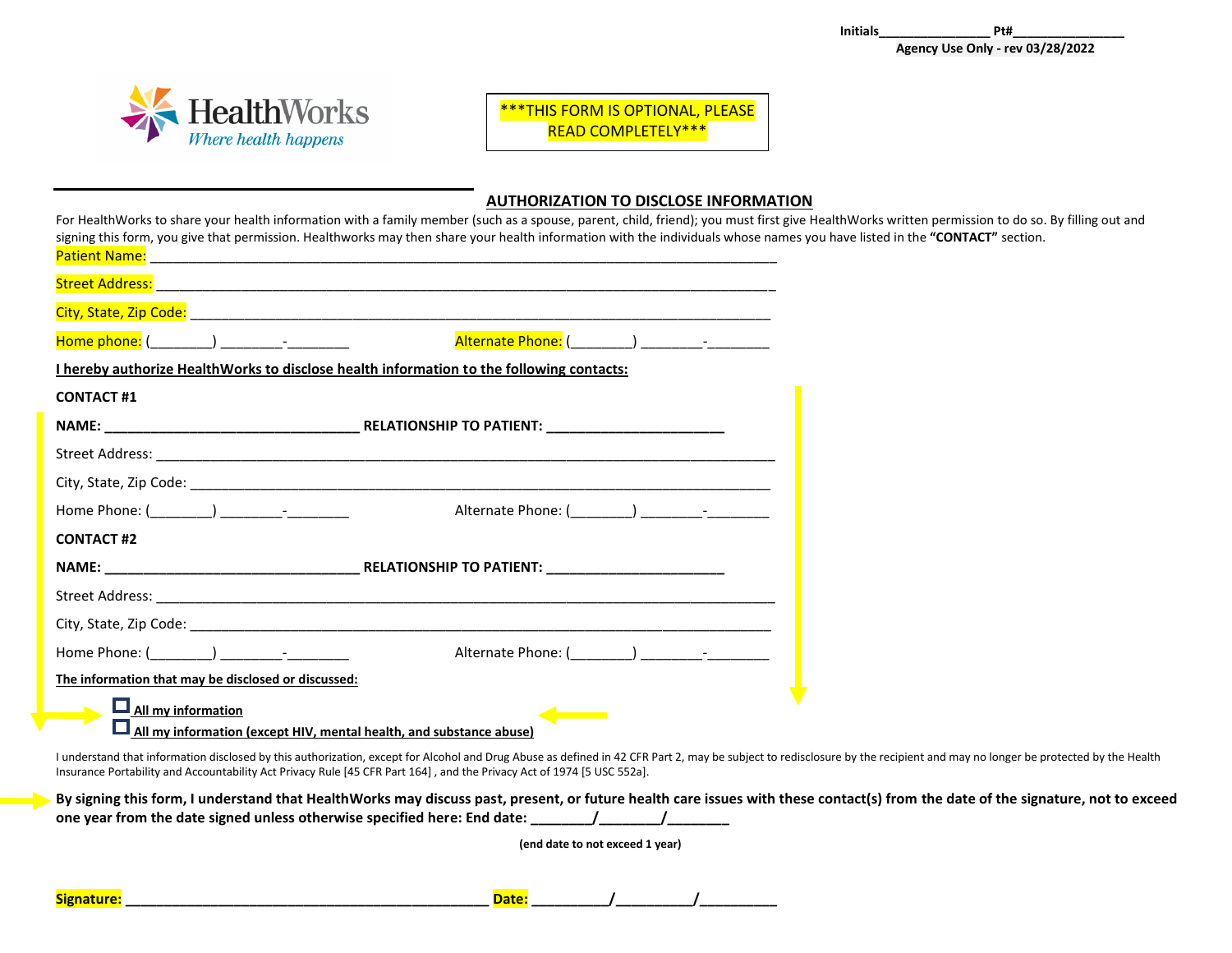Initials________________ Pt#________________

**Agency Use Only - rev 03/28/2022**

HealthWorks
*Where health happens*

***THIS FORM IS OPTIONAL, PLEASE READ COMPLETELY***

## AUTHORIZATION TO DISCLOSE INFORMATION

For HealthWorks to share your health information with a family member (such as a spouse, parent, child, friend); you must first give HealthWorks written permission to do so. By filling out and signing this form, you give that permission. Healthworks may then share your health information with the individuals whose names you have listed in the **"CONTACT"** section.

Patient Name: ______________________________________________________________________________

Street Address: ______________________________________________________________________________

City, State, Zip Code: __________________________________________________________________________

Home phone: (________) ________-________ Alternate Phone: (________) ________-________

**I hereby authorize HealthWorks to disclose health information to the following contacts:**

**CONTACT #1**

**NAME: _________________________________ RELATIONSHIP TO PATIENT: _______________________**

Street Address: ______________________________________________________________________________

City, State, Zip Code: __________________________________________________________________________

Home Phone: (________) ________-________ Alternate Phone: (________) ________-________

**CONTACT #2**

**NAME: _________________________________ RELATIONSHIP TO PATIENT: _______________________**

Street Address: ______________________________________________________________________________

City, State, Zip Code: __________________________________________________________________________

Home Phone: (________) ________-________ Alternate Phone: (________) ________-________

**The information that may be disclosed or discussed:**

- ☐ **All my information**
- ☐ **All my information (except HIV, mental health, and substance abuse)**

I understand that information disclosed by this authorization, except for Alcohol and Drug Abuse as defined in 42 CFR Part 2, may be subject to redisclosure by the recipient and may no longer be protected by the Health Insurance Portability and Accountability Act Privacy Rule [45 CFR Part 164] , and the Privacy Act of 1974 [5 USC 552a].

**By signing this form, I understand that HealthWorks may discuss past, present, or future health care issues with these contact(s) from the date of the signature, not to exceed one year from the date signed unless otherwise specified here: End date: ________/________/________**

**(end date to not exceed 1 year)**

**Signature: _____________________________________________ Date: __________/__________/__________**